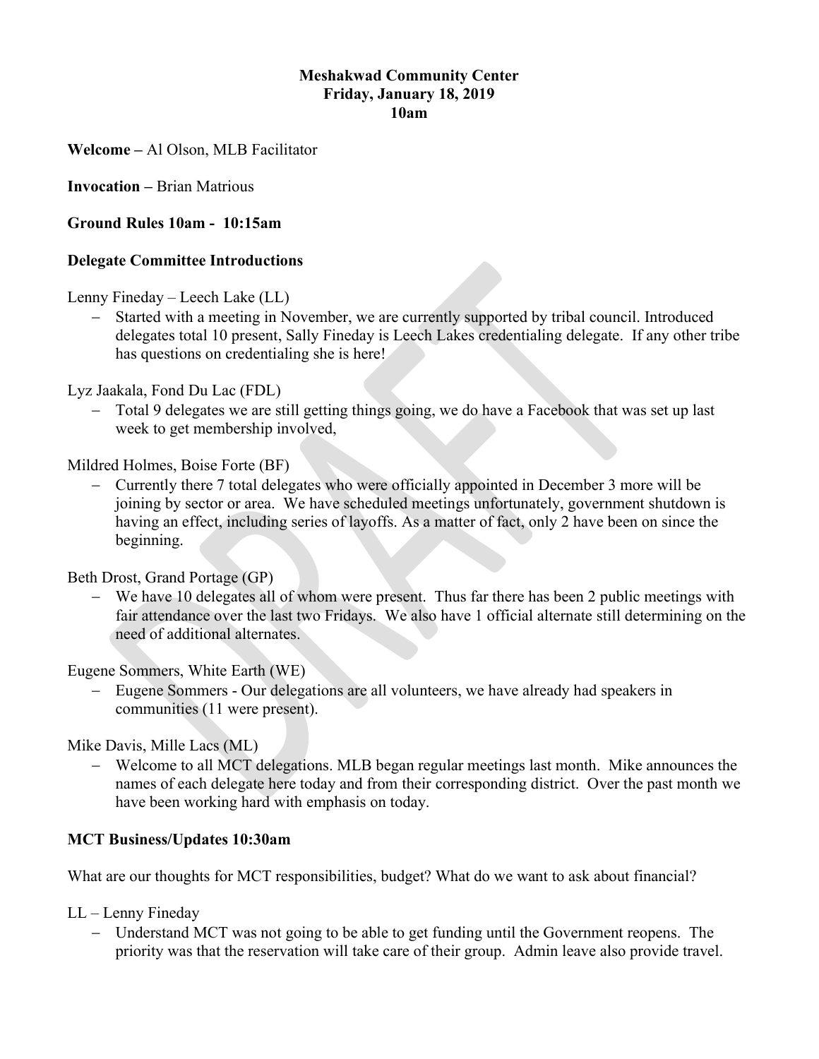**Meshakwad Community Center**
**Friday, January 18, 2019**
**10am**

**Welcome –** Al Olson, MLB Facilitator

**Invocation –** Brian Matrious

**Ground Rules 10am - 10:15am**

**Delegate Committee Introductions**

Lenny Fineday – Leech Lake (LL)

- Started with a meeting in November, we are currently supported by tribal council. Introduced delegates total 10 present, Sally Fineday is Leech Lakes credentialing delegate. If any other tribe has questions on credentialing she is here!

Lyz Jaakala, Fond Du Lac (FDL)

- Total 9 delegates we are still getting things going, we do have a Facebook that was set up last week to get membership involved,

Mildred Holmes, Boise Forte (BF)

- Currently there 7 total delegates who were officially appointed in December 3 more will be joining by sector or area. We have scheduled meetings unfortunately, government shutdown is having an effect, including series of layoffs. As a matter of fact, only 2 have been on since the beginning.

Beth Drost, Grand Portage (GP)

- We have 10 delegates all of whom were present. Thus far there has been 2 public meetings with fair attendance over the last two Fridays. We also have 1 official alternate still determining on the need of additional alternates.

Eugene Sommers, White Earth (WE)

- Eugene Sommers - Our delegations are all volunteers, we have already had speakers in communities (11 were present).

Mike Davis, Mille Lacs (ML)

- Welcome to all MCT delegations. MLB began regular meetings last month. Mike announces the names of each delegate here today and from their corresponding district. Over the past month we have been working hard with emphasis on today.

**MCT Business/Updates 10:30am**

What are our thoughts for MCT responsibilities, budget? What do we want to ask about financial?

LL – Lenny Fineday

- Understand MCT was not going to be able to get funding until the Government reopens. The priority was that the reservation will take care of their group. Admin leave also provide travel.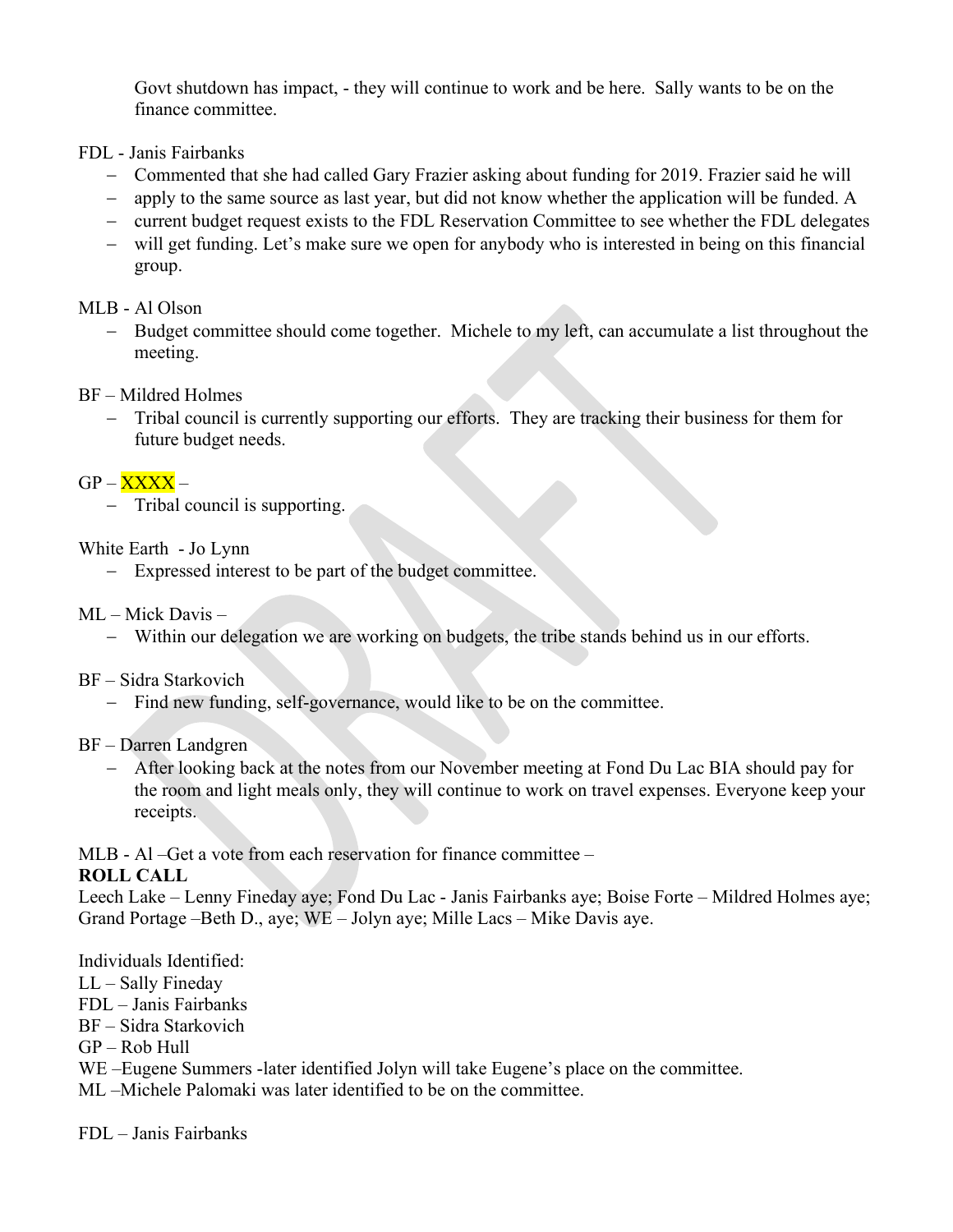Govt shutdown has impact, - they will continue to work and be here. Sally wants to be on the finance committee.

FDL - Janis Fairbanks

- Commented that she had called Gary Frazier asking about funding for 2019. Frazier said he will
- apply to the same source as last year, but did not know whether the application will be funded. A
- current budget request exists to the FDL Reservation Committee to see whether the FDL delegates
- will get funding. Let's make sure we open for anybody who is interested in being on this financial group.

MLB - Al Olson

- Budget committee should come together. Michele to my left, can accumulate a list throughout the meeting.

BF – Mildred Holmes

- Tribal council is currently supporting our efforts. They are tracking their business for them for future budget needs.

GP – XXXX –

- Tribal council is supporting.

White Earth - Jo Lynn

- Expressed interest to be part of the budget committee.

ML – Mick Davis –

- Within our delegation we are working on budgets, the tribe stands behind us in our efforts.

BF – Sidra Starkovich

- Find new funding, self-governance, would like to be on the committee.

BF – Darren Landgren

- After looking back at the notes from our November meeting at Fond Du Lac BIA should pay for the room and light meals only, they will continue to work on travel expenses. Everyone keep your receipts.

MLB - Al –Get a vote from each reservation for finance committee –

**ROLL CALL**

Leech Lake – Lenny Fineday aye; Fond Du Lac - Janis Fairbanks aye; Boise Forte – Mildred Holmes aye; Grand Portage –Beth D., aye; WE – Jolyn aye; Mille Lacs – Mike Davis aye.

Individuals Identified:
LL – Sally Fineday
FDL – Janis Fairbanks
BF – Sidra Starkovich
GP – Rob Hull
WE –Eugene Summers -later identified Jolyn will take Eugene's place on the committee.
ML –Michele Palomaki was later identified to be on the committee.

FDL – Janis Fairbanks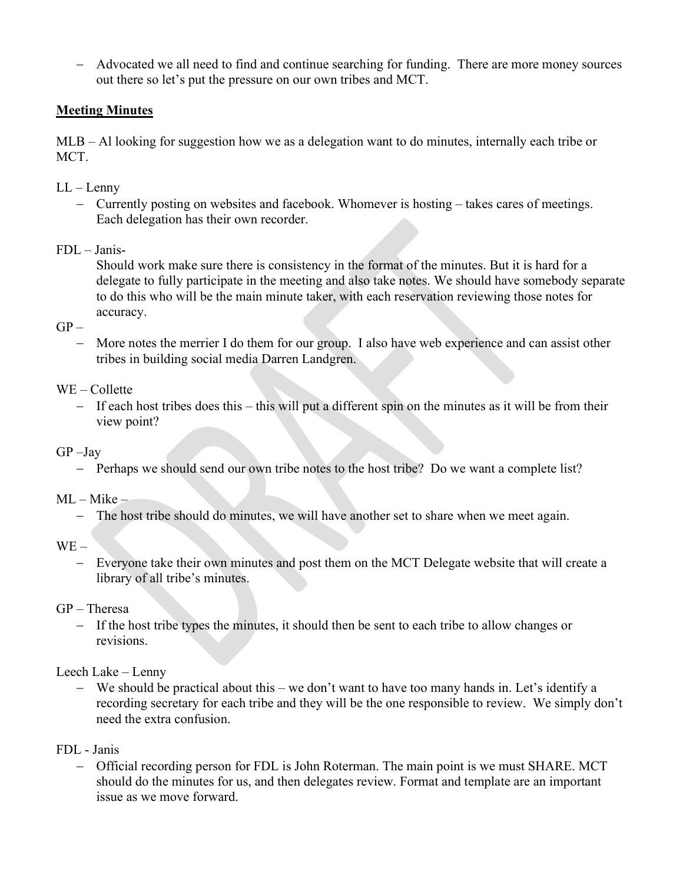- Advocated we all need to find and continue searching for funding. There are more money sources out there so let's put the pressure on our own tribes and MCT.

**Meeting Minutes**

MLB – Al looking for suggestion how we as a delegation want to do minutes, internally each tribe or MCT.

LL – Lenny

- Currently posting on websites and facebook. Whomever is hosting – takes cares of meetings. Each delegation has their own recorder.

FDL – Janis-

Should work make sure there is consistency in the format of the minutes. But it is hard for a delegate to fully participate in the meeting and also take notes. We should have somebody separate to do this who will be the main minute taker, with each reservation reviewing those notes for accuracy.

GP –

- More notes the merrier I do them for our group. I also have web experience and can assist other tribes in building social media Darren Landgren.

WE – Collette

- If each host tribes does this – this will put a different spin on the minutes as it will be from their view point?

GP –Jay

- Perhaps we should send our own tribe notes to the host tribe? Do we want a complete list?

ML – Mike –

- The host tribe should do minutes, we will have another set to share when we meet again.

WE –

- Everyone take their own minutes and post them on the MCT Delegate website that will create a library of all tribe's minutes.

GP – Theresa

- If the host tribe types the minutes, it should then be sent to each tribe to allow changes or revisions.

Leech Lake – Lenny

- We should be practical about this – we don't want to have too many hands in. Let's identify a recording secretary for each tribe and they will be the one responsible to review. We simply don't need the extra confusion.

FDL - Janis

- Official recording person for FDL is John Roterman. The main point is we must SHARE. MCT should do the minutes for us, and then delegates review. Format and template are an important issue as we move forward.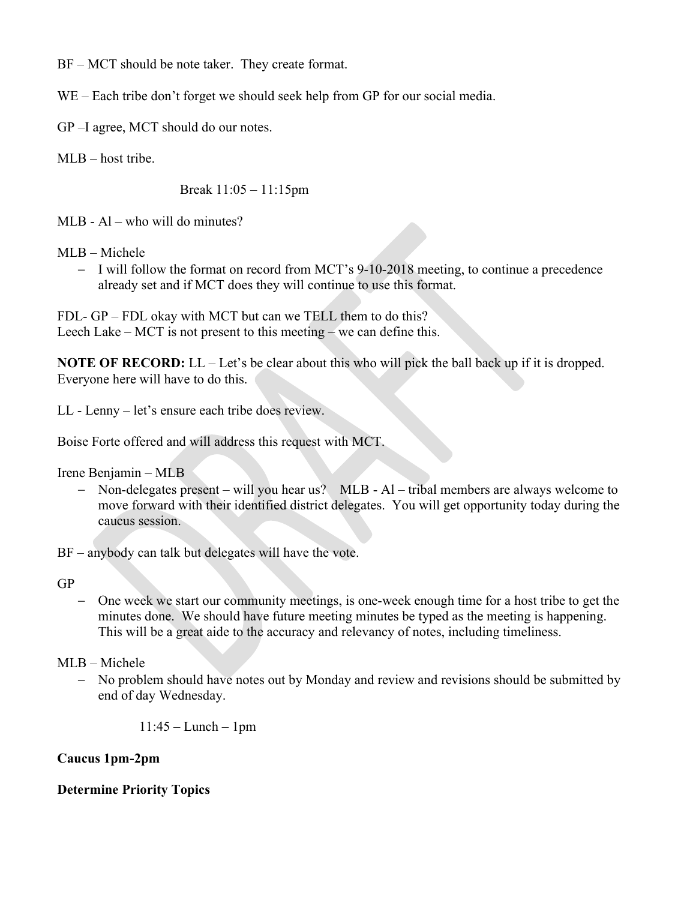BF – MCT should be note taker. They create format.

WE – Each tribe don't forget we should seek help from GP for our social media.

GP –I agree, MCT should do our notes.

MLB – host tribe.

Break 11:05 – 11:15pm

MLB - Al – who will do minutes?

MLB – Michele

- I will follow the format on record from MCT's 9-10-2018 meeting, to continue a precedence already set and if MCT does they will continue to use this format.

FDL- GP – FDL okay with MCT but can we TELL them to do this?
Leech Lake – MCT is not present to this meeting – we can define this.

**NOTE OF RECORD:** LL – Let's be clear about this who will pick the ball back up if it is dropped. Everyone here will have to do this.

LL - Lenny – let's ensure each tribe does review.

Boise Forte offered and will address this request with MCT.

Irene Benjamin – MLB

- Non-delegates present – will you hear us? MLB - Al – tribal members are always welcome to move forward with their identified district delegates. You will get opportunity today during the caucus session.

BF – anybody can talk but delegates will have the vote.

GP

- One week we start our community meetings, is one-week enough time for a host tribe to get the minutes done. We should have future meeting minutes be typed as the meeting is happening. This will be a great aide to the accuracy and relevancy of notes, including timeliness.

MLB – Michele

- No problem should have notes out by Monday and review and revisions should be submitted by end of day Wednesday.

11:45 – Lunch – 1pm

**Caucus 1pm-2pm**

**Determine Priority Topics**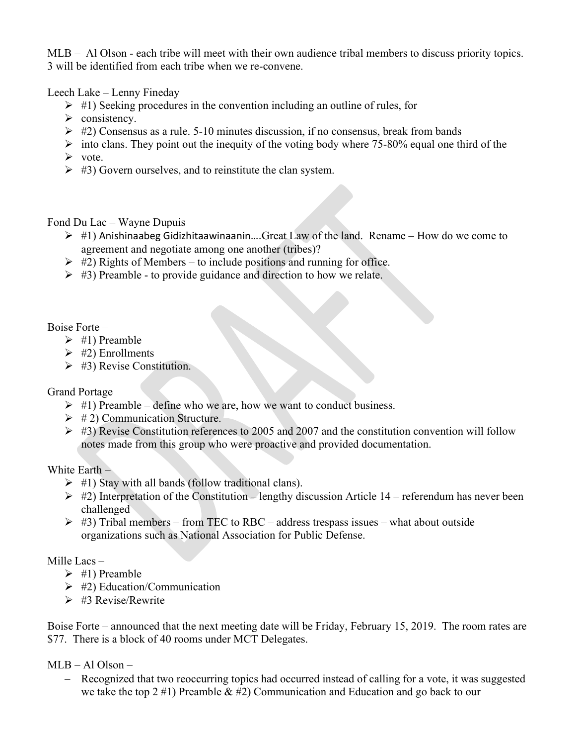MLB – Al Olson - each tribe will meet with their own audience tribal members to discuss priority topics. 3 will be identified from each tribe when we re-convene.

Leech Lake – Lenny Fineday

- #1) Seeking procedures in the convention including an outline of rules, for
- consistency.
- #2) Consensus as a rule. 5-10 minutes discussion, if no consensus, break from bands
- into clans. They point out the inequity of the voting body where 75-80% equal one third of the
- vote.
- #3) Govern ourselves, and to reinstitute the clan system.

Fond Du Lac – Wayne Dupuis

- #1) Anishinaabeg Gidizhitaawinaanin….Great Law of the land. Rename – How do we come to agreement and negotiate among one another (tribes)?
- #2) Rights of Members – to include positions and running for office.
- #3) Preamble - to provide guidance and direction to how we relate.

Boise Forte –

- #1) Preamble
- #2) Enrollments
- #3) Revise Constitution.

Grand Portage

- #1) Preamble – define who we are, how we want to conduct business.
- # 2) Communication Structure.
- #3) Revise Constitution references to 2005 and 2007 and the constitution convention will follow notes made from this group who were proactive and provided documentation.

White Earth –

- #1) Stay with all bands (follow traditional clans).
- #2) Interpretation of the Constitution – lengthy discussion Article 14 – referendum has never been challenged
- #3) Tribal members – from TEC to RBC – address trespass issues – what about outside organizations such as National Association for Public Defense.

Mille Lacs –

- #1) Preamble
- #2) Education/Communication
- #3 Revise/Rewrite

Boise Forte – announced that the next meeting date will be Friday, February 15, 2019. The room rates are $77. There is a block of 40 rooms under MCT Delegates.

MLB – Al Olson –

- Recognized that two reoccurring topics had occurred instead of calling for a vote, it was suggested we take the top 2 #1) Preamble & #2) Communication and Education and go back to our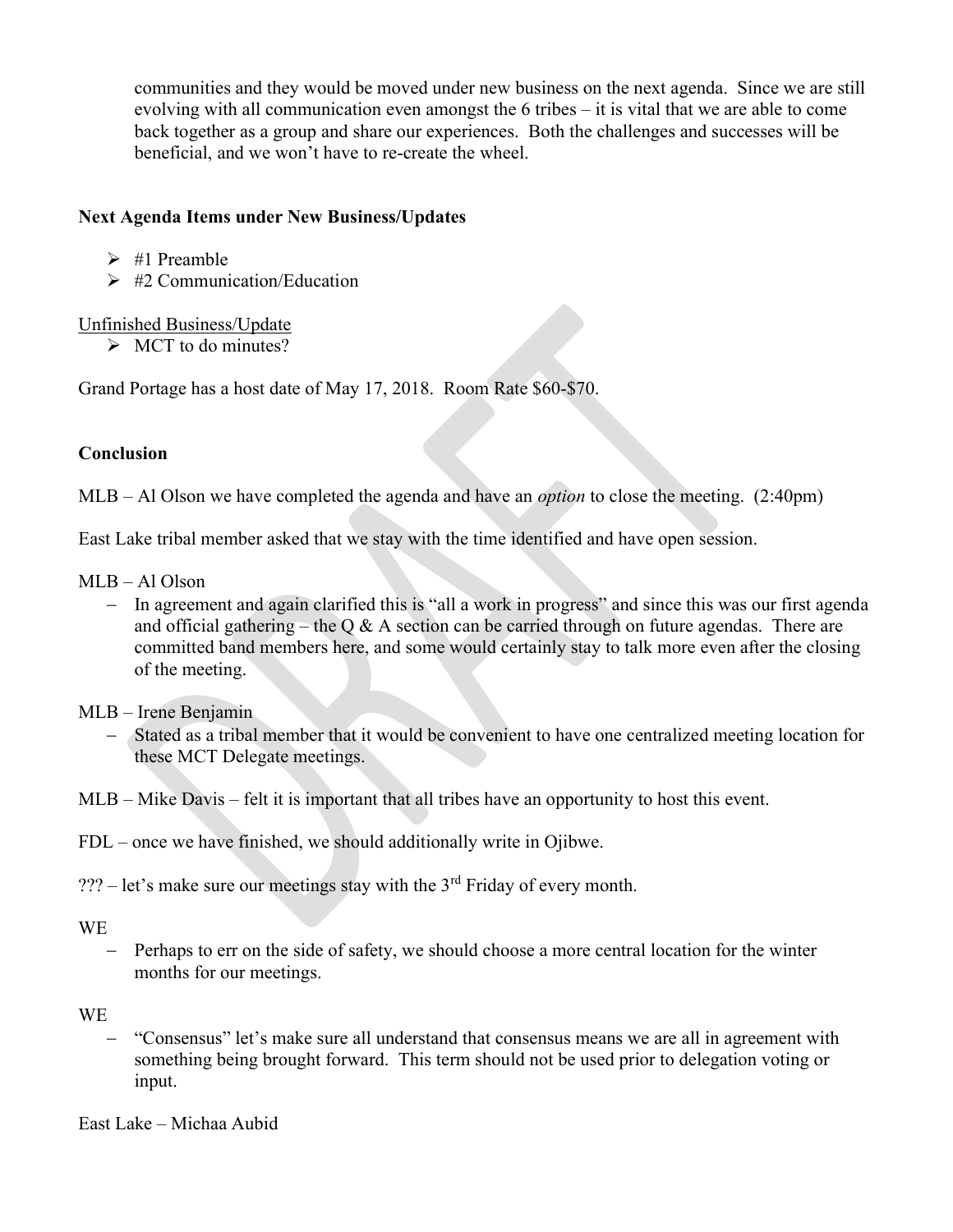communities and they would be moved under new business on the next agenda. Since we are still evolving with all communication even amongst the 6 tribes – it is vital that we are able to come back together as a group and share our experiences. Both the challenges and successes will be beneficial, and we won't have to re-create the wheel.

**Next Agenda Items under New Business/Updates**

- #1 Preamble
- #2 Communication/Education

Unfinished Business/Update

- MCT to do minutes?

Grand Portage has a host date of May 17, 2018. Room Rate $60-$70.

**Conclusion**

MLB – Al Olson we have completed the agenda and have an *option* to close the meeting. (2:40pm)

East Lake tribal member asked that we stay with the time identified and have open session.

MLB – Al Olson

- In agreement and again clarified this is "all a work in progress" and since this was our first agenda and official gathering – the Q & A section can be carried through on future agendas. There are committed band members here, and some would certainly stay to talk more even after the closing of the meeting.

MLB – Irene Benjamin

- Stated as a tribal member that it would be convenient to have one centralized meeting location for these MCT Delegate meetings.

MLB – Mike Davis – felt it is important that all tribes have an opportunity to host this event.

FDL – once we have finished, we should additionally write in Ojibwe.

??? – let's make sure our meetings stay with the 3rd Friday of every month.

WE

- Perhaps to err on the side of safety, we should choose a more central location for the winter months for our meetings.

WE

- "Consensus" let's make sure all understand that consensus means we are all in agreement with something being brought forward. This term should not be used prior to delegation voting or input.

East Lake – Michaa Aubid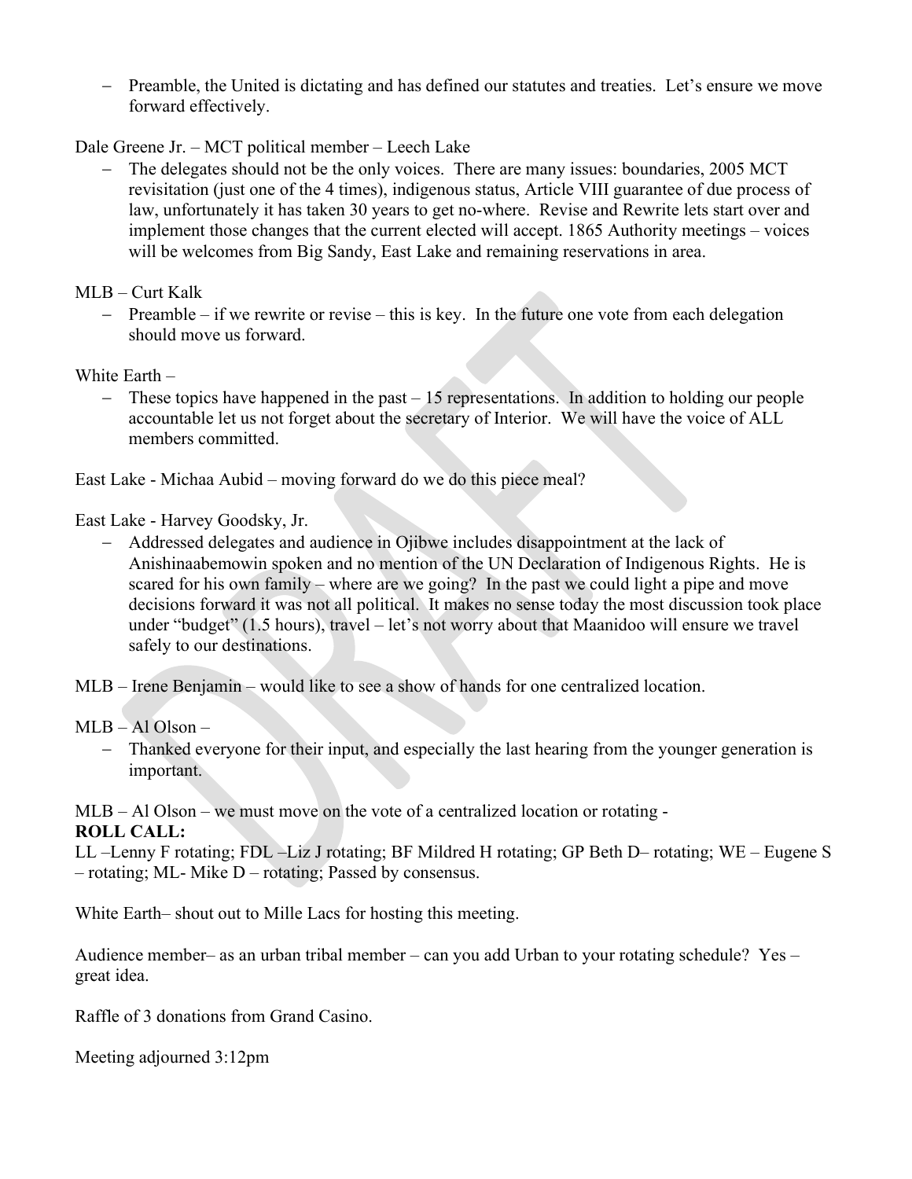- Preamble, the United is dictating and has defined our statutes and treaties. Let's ensure we move forward effectively.

Dale Greene Jr. – MCT political member – Leech Lake

- The delegates should not be the only voices. There are many issues: boundaries, 2005 MCT revisitation (just one of the 4 times), indigenous status, Article VIII guarantee of due process of law, unfortunately it has taken 30 years to get no-where. Revise and Rewrite lets start over and implement those changes that the current elected will accept. 1865 Authority meetings – voices will be welcomes from Big Sandy, East Lake and remaining reservations in area.

MLB – Curt Kalk

- Preamble – if we rewrite or revise – this is key. In the future one vote from each delegation should move us forward.

White Earth –

- These topics have happened in the past – 15 representations. In addition to holding our people accountable let us not forget about the secretary of Interior. We will have the voice of ALL members committed.

East Lake - Michaa Aubid – moving forward do we do this piece meal?

East Lake - Harvey Goodsky, Jr.

- Addressed delegates and audience in Ojibwe includes disappointment at the lack of Anishinaabemowin spoken and no mention of the UN Declaration of Indigenous Rights. He is scared for his own family – where are we going? In the past we could light a pipe and move decisions forward it was not all political. It makes no sense today the most discussion took place under "budget" (1.5 hours), travel – let's not worry about that Maanidoo will ensure we travel safely to our destinations.

MLB – Irene Benjamin – would like to see a show of hands for one centralized location.

MLB – Al Olson –

- Thanked everyone for their input, and especially the last hearing from the younger generation is important.

MLB – Al Olson – we must move on the vote of a centralized location or rotating -

**ROLL CALL:**

LL –Lenny F rotating; FDL –Liz J rotating; BF Mildred H rotating; GP Beth D– rotating; WE – Eugene S – rotating; ML- Mike D – rotating; Passed by consensus.

White Earth– shout out to Mille Lacs for hosting this meeting.

Audience member– as an urban tribal member – can you add Urban to your rotating schedule? Yes – great idea.

Raffle of 3 donations from Grand Casino.

Meeting adjourned 3:12pm